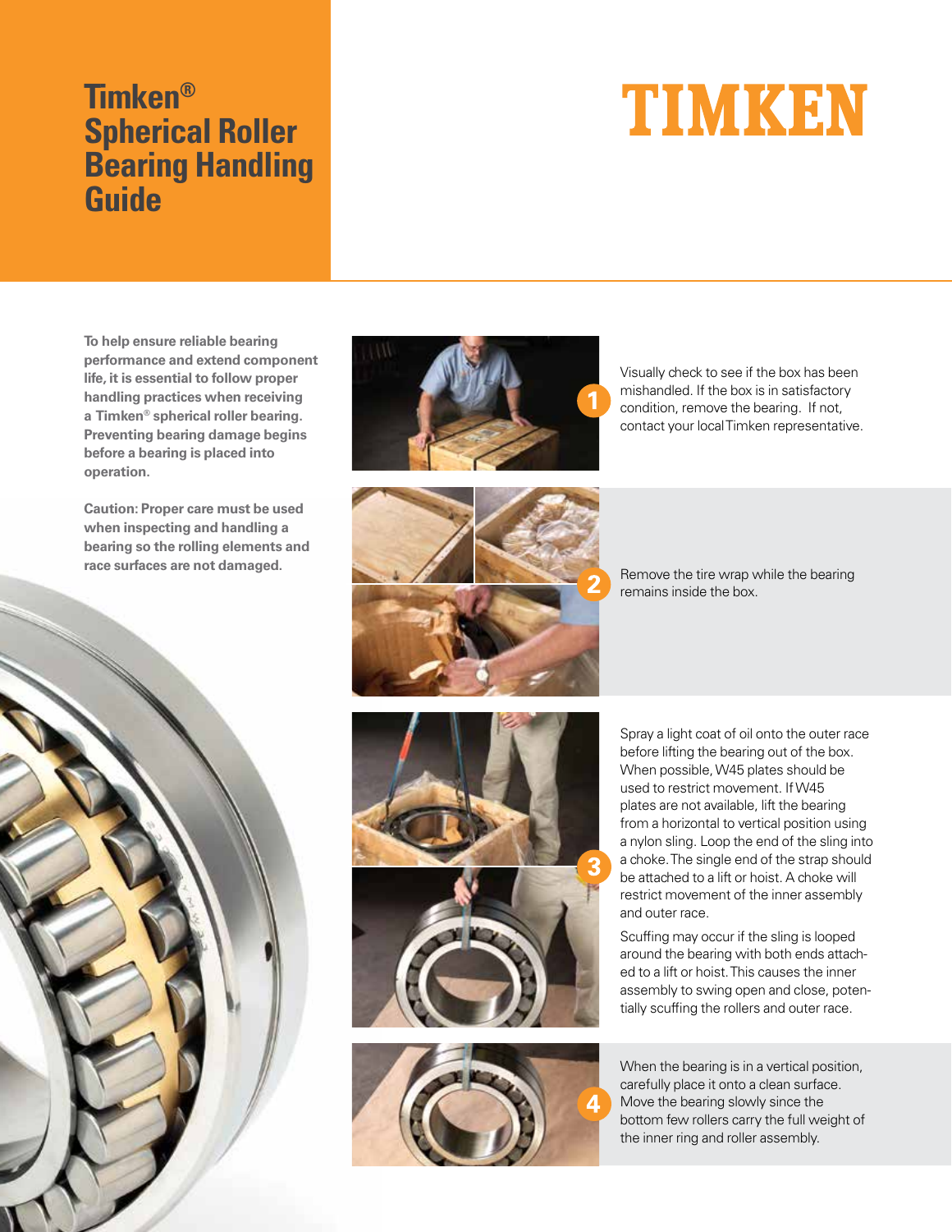# Timken® Spherical Roller Bearing Handling Guide

TIMKEN

**To help ensure reliable bearing performance and extend component life, it is essential to follow proper handling practices when receiving a Timken® spherical roller bearing. Preventing bearing damage begins before a bearing is placed into operation.**

**Caution: Proper care must be used when inspecting and handling a bearing so the rolling elements and race surfaces are not damaged.**

1. Visually check to see if the box has been mishandled. If the box is in satisfactory condition, remove the bearing. If not, contact your local Timken representative.

2. Remove the tire wrap while the bearing remains inside the box.

3. Spray a light coat of oil onto the outer race before lifting the bearing out of the box. When possible, W45 plates should be used to restrict movement. If W45 plates are not available, lift the bearing from a horizontal to vertical position using a nylon sling. Loop the end of the sling into a choke. The single end of the strap should be attached to a lift or hoist. A choke will restrict movement of the inner assembly and outer race.

   Scuffing may occur if the sling is looped around the bearing with both ends attached to a lift or hoist. This causes the inner assembly to swing open and close, potentially scuffing the rollers and outer race.

4. When the bearing is in a vertical position, carefully place it onto a clean surface. Move the bearing slowly since the bottom few rollers carry the full weight of the inner ring and roller assembly.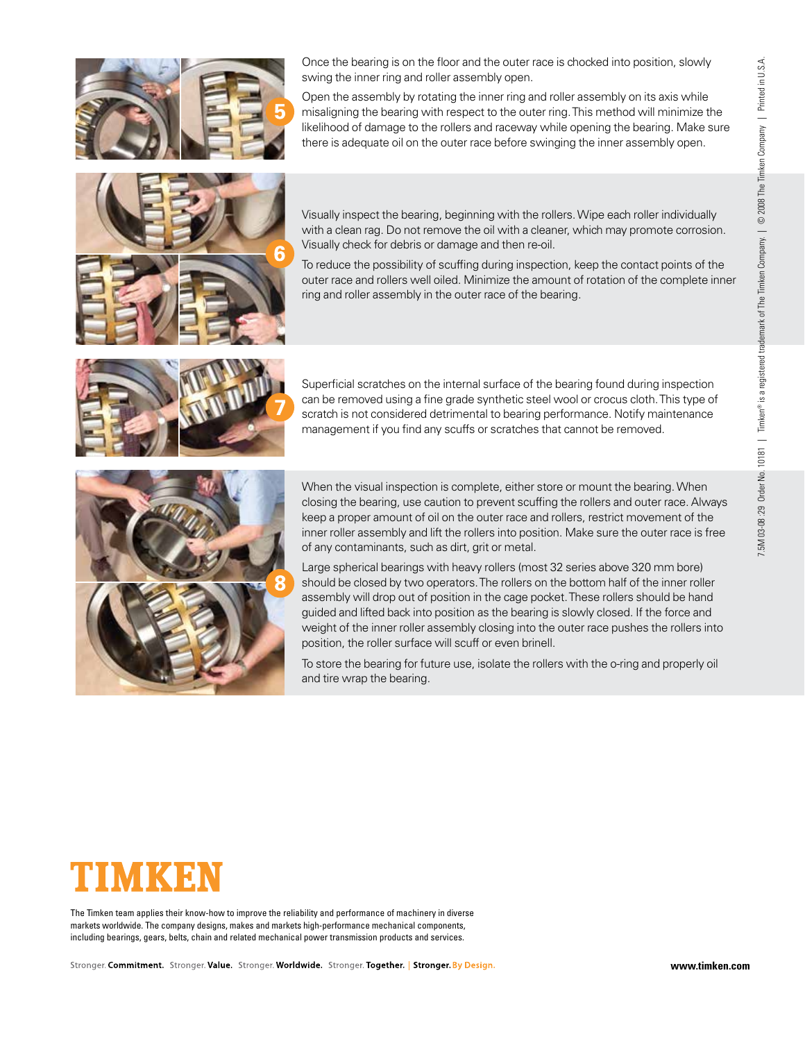**5**

Once the bearing is on the floor and the outer race is chocked into position, slowly swing the inner ring and roller assembly open.

Open the assembly by rotating the inner ring and roller assembly on its axis while misaligning the bearing with respect to the outer ring. This method will minimize the likelihood of damage to the rollers and raceway while opening the bearing. Make sure there is adequate oil on the outer race before swinging the inner assembly open.

**6**

Visually inspect the bearing, beginning with the rollers. Wipe each roller individually with a clean rag. Do not remove the oil with a cleaner, which may promote corrosion. Visually check for debris or damage and then re-oil.

To reduce the possibility of scuffing during inspection, keep the contact points of the outer race and rollers well oiled. Minimize the amount of rotation of the complete inner ring and roller assembly in the outer race of the bearing.

**7**

Superficial scratches on the internal surface of the bearing found during inspection can be removed using a fine grade synthetic steel wool or crocus cloth. This type of scratch is not considered detrimental to bearing performance. Notify maintenance management if you find any scuffs or scratches that cannot be removed.

**8**

When the visual inspection is complete, either store or mount the bearing. When closing the bearing, use caution to prevent scuffing the rollers and outer race. Always keep a proper amount of oil on the outer race and rollers, restrict movement of the inner roller assembly and lift the rollers into position. Make sure the outer race is free of any contaminants, such as dirt, grit or metal.

Large spherical bearings with heavy rollers (most 32 series above 320 mm bore) should be closed by two operators. The rollers on the bottom half of the inner roller assembly will drop out of position in the cage pocket. These rollers should be hand guided and lifted back into position as the bearing is slowly closed. If the force and weight of the inner roller assembly closing into the outer race pushes the rollers into position, the roller surface will scuff or even brinell.

To store the bearing for future use, isolate the rollers with the o-ring and properly oil and tire wrap the bearing.

7.5M 03-08 :29 Order No. 10181 | Timken® is a registered trademark of The Timken Company. | © 2008 The Timken Company | Printed in U.S.A.

# TIMKEN

The Timken team applies their know-how to improve the reliability and performance of machinery in diverse markets worldwide. The company designs, makes and markets high-performance mechanical components, including bearings, gears, belts, chain and related mechanical power transmission products and services.

Stronger. **Commitment.** Stronger. **Value.** Stronger. **Worldwide.** Stronger. **Together.** | **Stronger.** **By Design.**

**www.timken.com**